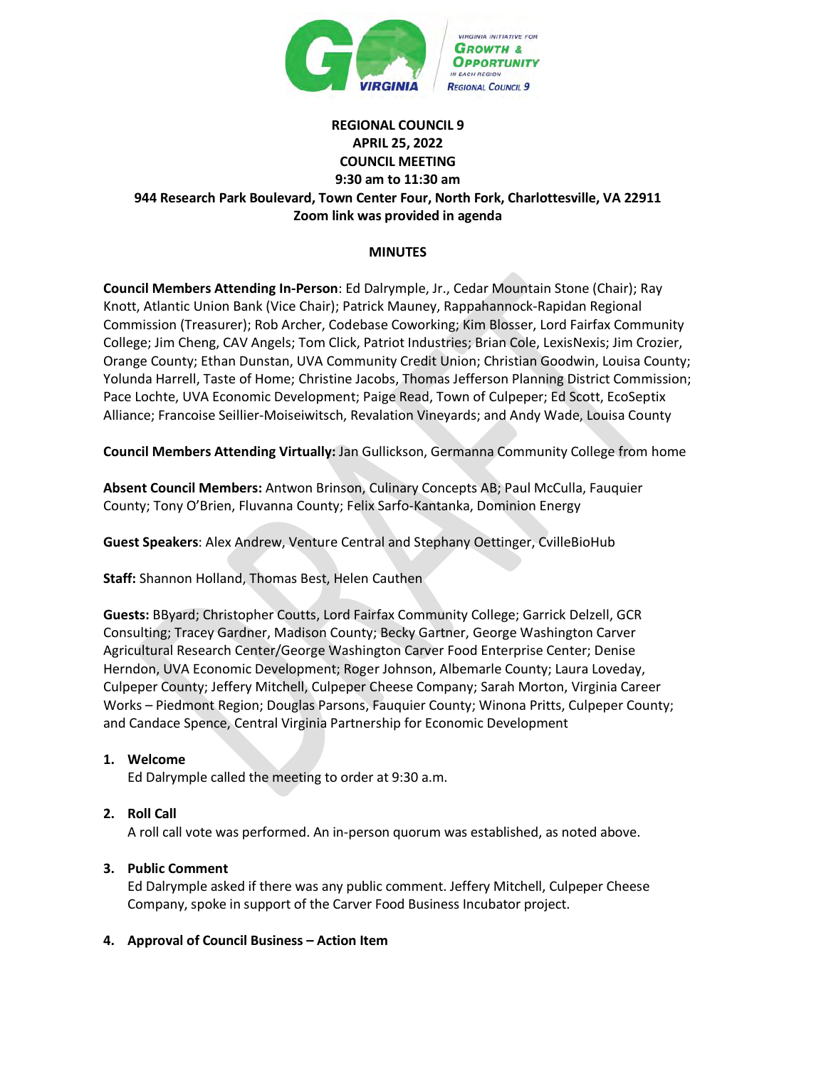**REGIONAL COUNCIL 9**
**APRIL 25, 2022**
**COUNCIL MEETING**
**9:30 am to 11:30 am**
**944 Research Park Boulevard, Town Center Four, North Fork, Charlottesville, VA 22911**
**Zoom link was provided in agenda**

**MINUTES**

**Council Members Attending In-Person**: Ed Dalrymple, Jr., Cedar Mountain Stone (Chair); Ray Knott, Atlantic Union Bank (Vice Chair); Patrick Mauney, Rappahannock-Rapidan Regional Commission (Treasurer); Rob Archer, Codebase Coworking; Kim Blosser, Lord Fairfax Community College; Jim Cheng, CAV Angels; Tom Click, Patriot Industries; Brian Cole, LexisNexis; Jim Crozier, Orange County; Ethan Dunstan, UVA Community Credit Union; Christian Goodwin, Louisa County; Yolunda Harrell, Taste of Home; Christine Jacobs, Thomas Jefferson Planning District Commission; Pace Lochte, UVA Economic Development; Paige Read, Town of Culpeper; Ed Scott, EcoSeptix Alliance; Francoise Seillier-Moiseiwitsch, Revalation Vineyards; and Andy Wade, Louisa County

**Council Members Attending Virtually:** Jan Gullickson, Germanna Community College from home

**Absent Council Members:** Antwon Brinson, Culinary Concepts AB; Paul McCulla, Fauquier County; Tony O'Brien, Fluvanna County; Felix Sarfo-Kantanka, Dominion Energy

**Guest Speakers**: Alex Andrew, Venture Central and Stephany Oettinger, CvilleBioHub

**Staff:** Shannon Holland, Thomas Best, Helen Cauthen

**Guests:** BByard; Christopher Coutts, Lord Fairfax Community College; Garrick Delzell, GCR Consulting; Tracey Gardner, Madison County; Becky Gartner, George Washington Carver Agricultural Research Center/George Washington Carver Food Enterprise Center; Denise Herndon, UVA Economic Development; Roger Johnson, Albemarle County; Laura Loveday, Culpeper County; Jeffery Mitchell, Culpeper Cheese Company; Sarah Morton, Virginia Career Works – Piedmont Region; Douglas Parsons, Fauquier County; Winona Pritts, Culpeper County; and Candace Spence, Central Virginia Partnership for Economic Development

1. **Welcome**
   Ed Dalrymple called the meeting to order at 9:30 a.m.

2. **Roll Call**
   A roll call vote was performed. An in-person quorum was established, as noted above.

3. **Public Comment**
   Ed Dalrymple asked if there was any public comment. Jeffery Mitchell, Culpeper Cheese Company, spoke in support of the Carver Food Business Incubator project.

4. **Approval of Council Business – Action Item**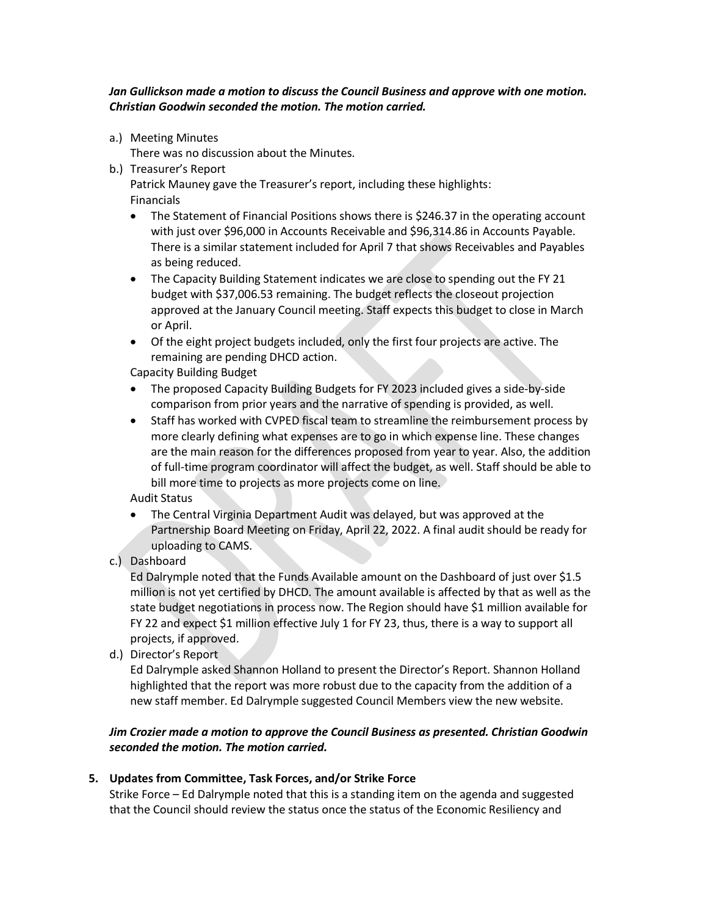***Jan Gullickson made a motion to discuss the Council Business and approve with one motion. Christian Goodwin seconded the motion. The motion carried.***

a.) Meeting Minutes
There was no discussion about the Minutes.

b.) Treasurer's Report
Patrick Mauney gave the Treasurer's report, including these highlights:
Financials

- The Statement of Financial Positions shows there is $246.37 in the operating account with just over $96,000 in Accounts Receivable and $96,314.86 in Accounts Payable. There is a similar statement included for April 7 that shows Receivables and Payables as being reduced.
- The Capacity Building Statement indicates we are close to spending out the FY 21 budget with $37,006.53 remaining. The budget reflects the closeout projection approved at the January Council meeting. Staff expects this budget to close in March or April.
- Of the eight project budgets included, only the first four projects are active. The remaining are pending DHCD action.

Capacity Building Budget

- The proposed Capacity Building Budgets for FY 2023 included gives a side-by-side comparison from prior years and the narrative of spending is provided, as well.
- Staff has worked with CVPED fiscal team to streamline the reimbursement process by more clearly defining what expenses are to go in which expense line. These changes are the main reason for the differences proposed from year to year. Also, the addition of full-time program coordinator will affect the budget, as well. Staff should be able to bill more time to projects as more projects come on line.

Audit Status

- The Central Virginia Department Audit was delayed, but was approved at the Partnership Board Meeting on Friday, April 22, 2022. A final audit should be ready for uploading to CAMS.

c.) Dashboard
Ed Dalrymple noted that the Funds Available amount on the Dashboard of just over $1.5 million is not yet certified by DHCD. The amount available is affected by that as well as the state budget negotiations in process now. The Region should have $1 million available for FY 22 and expect $1 million effective July 1 for FY 23, thus, there is a way to support all projects, if approved.

d.) Director's Report
Ed Dalrymple asked Shannon Holland to present the Director's Report. Shannon Holland highlighted that the report was more robust due to the capacity from the addition of a new staff member. Ed Dalrymple suggested Council Members view the new website.

***Jim Crozier made a motion to approve the Council Business as presented. Christian Goodwin seconded the motion. The motion carried.***

**5. Updates from Committee, Task Forces, and/or Strike Force**

Strike Force – Ed Dalrymple noted that this is a standing item on the agenda and suggested that the Council should review the status once the status of the Economic Resiliency and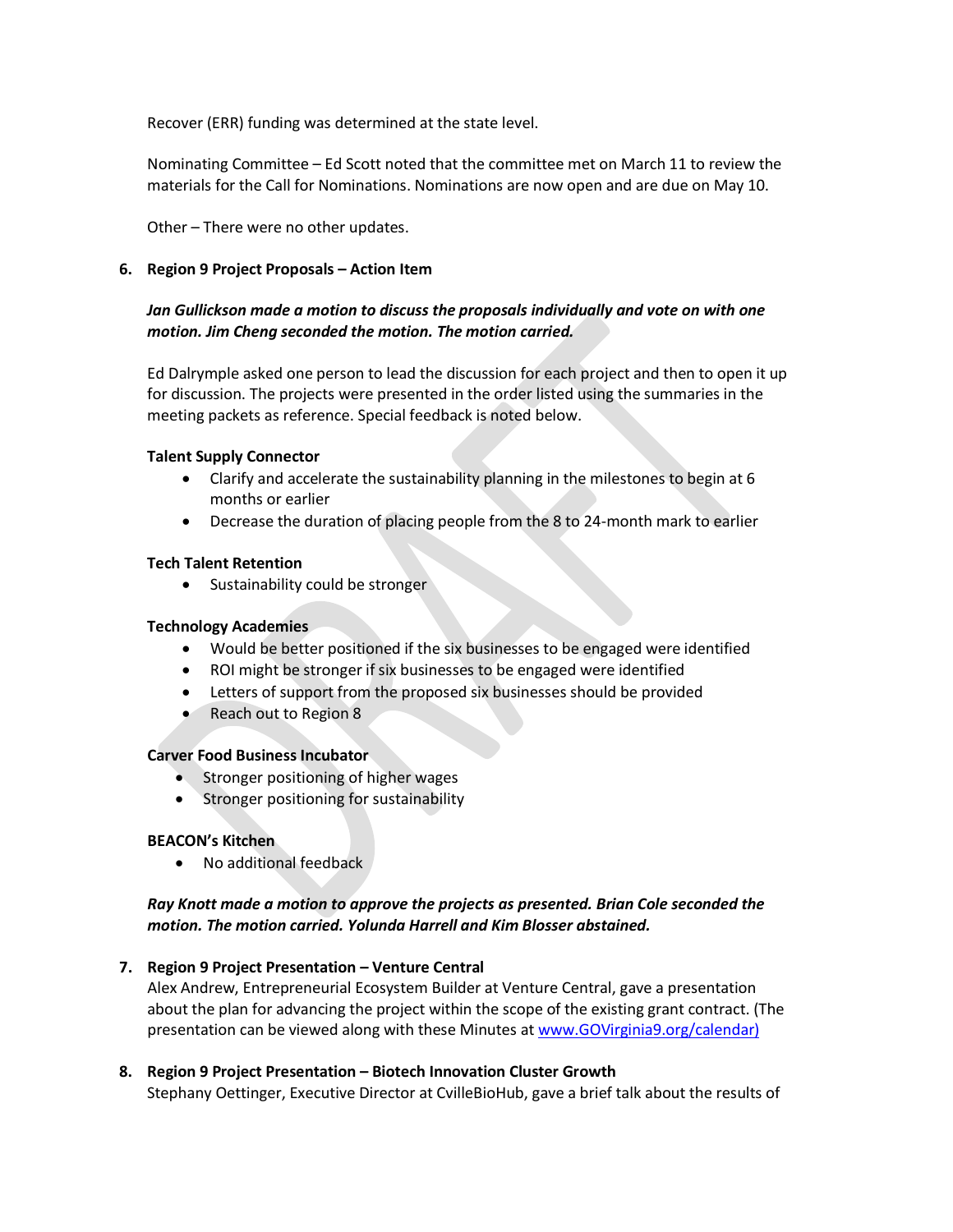Recover (ERR) funding was determined at the state level.

Nominating Committee – Ed Scott noted that the committee met on March 11 to review the materials for the Call for Nominations. Nominations are now open and are due on May 10.

Other – There were no other updates.

**6. Region 9 Project Proposals – Action Item**

***Jan Gullickson made a motion to discuss the proposals individually and vote on with one motion. Jim Cheng seconded the motion. The motion carried.***

Ed Dalrymple asked one person to lead the discussion for each project and then to open it up for discussion. The projects were presented in the order listed using the summaries in the meeting packets as reference. Special feedback is noted below.

**Talent Supply Connector**

- Clarify and accelerate the sustainability planning in the milestones to begin at 6 months or earlier
- Decrease the duration of placing people from the 8 to 24-month mark to earlier

**Tech Talent Retention**

- Sustainability could be stronger

**Technology Academies**

- Would be better positioned if the six businesses to be engaged were identified
- ROI might be stronger if six businesses to be engaged were identified
- Letters of support from the proposed six businesses should be provided
- Reach out to Region 8

**Carver Food Business Incubator**

- Stronger positioning of higher wages
- Stronger positioning for sustainability

**BEACON's Kitchen**

- No additional feedback

***Ray Knott made a motion to approve the projects as presented. Brian Cole seconded the motion. The motion carried. Yolunda Harrell and Kim Blosser abstained.***

**7. Region 9 Project Presentation – Venture Central**

Alex Andrew, Entrepreneurial Ecosystem Builder at Venture Central, gave a presentation about the plan for advancing the project within the scope of the existing grant contract. (The presentation can be viewed along with these Minutes at [www.GOVirginia9.org/calendar)](www.GOVirginia9.org/calendar)

**8. Region 9 Project Presentation – Biotech Innovation Cluster Growth**

Stephany Oettinger, Executive Director at CvilleBioHub, gave a brief talk about the results of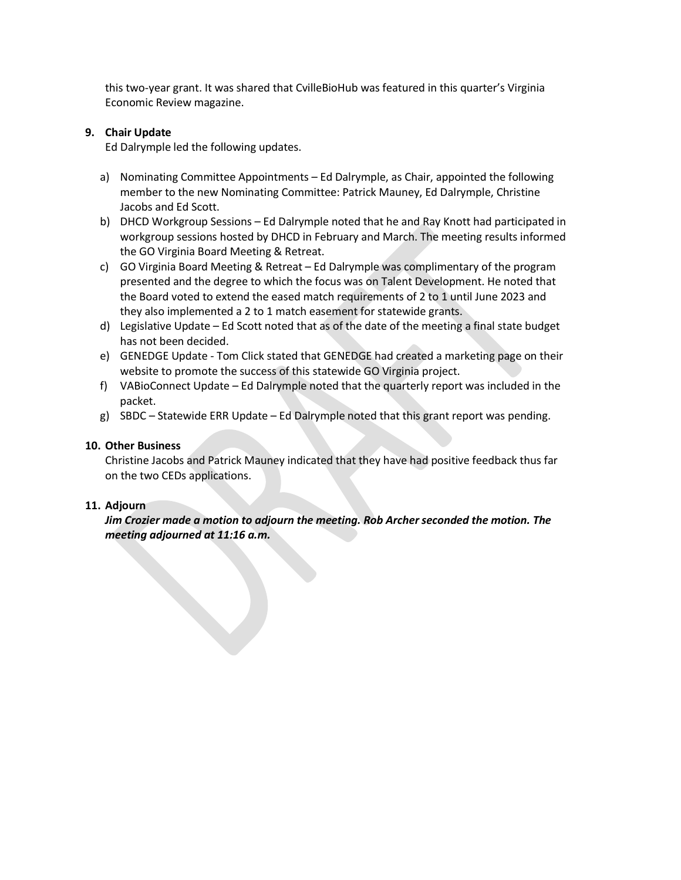this two-year grant. It was shared that CvilleBioHub was featured in this quarter's Virginia Economic Review magazine.

**9. Chair Update**

Ed Dalrymple led the following updates.

a) Nominating Committee Appointments – Ed Dalrymple, as Chair, appointed the following member to the new Nominating Committee: Patrick Mauney, Ed Dalrymple, Christine Jacobs and Ed Scott.

b) DHCD Workgroup Sessions – Ed Dalrymple noted that he and Ray Knott had participated in workgroup sessions hosted by DHCD in February and March. The meeting results informed the GO Virginia Board Meeting & Retreat.

c) GO Virginia Board Meeting & Retreat – Ed Dalrymple was complimentary of the program presented and the degree to which the focus was on Talent Development. He noted that the Board voted to extend the eased match requirements of 2 to 1 until June 2023 and they also implemented a 2 to 1 match easement for statewide grants.

d) Legislative Update – Ed Scott noted that as of the date of the meeting a final state budget has not been decided.

e) GENEDGE Update - Tom Click stated that GENEDGE had created a marketing page on their website to promote the success of this statewide GO Virginia project.

f) VABioConnect Update – Ed Dalrymple noted that the quarterly report was included in the packet.

g) SBDC – Statewide ERR Update – Ed Dalrymple noted that this grant report was pending.

**10. Other Business**

Christine Jacobs and Patrick Mauney indicated that they have had positive feedback thus far on the two CEDs applications.

**11. Adjourn**

***Jim Crozier made a motion to adjourn the meeting. Rob Archer seconded the motion. The meeting adjourned at 11:16 a.m.***